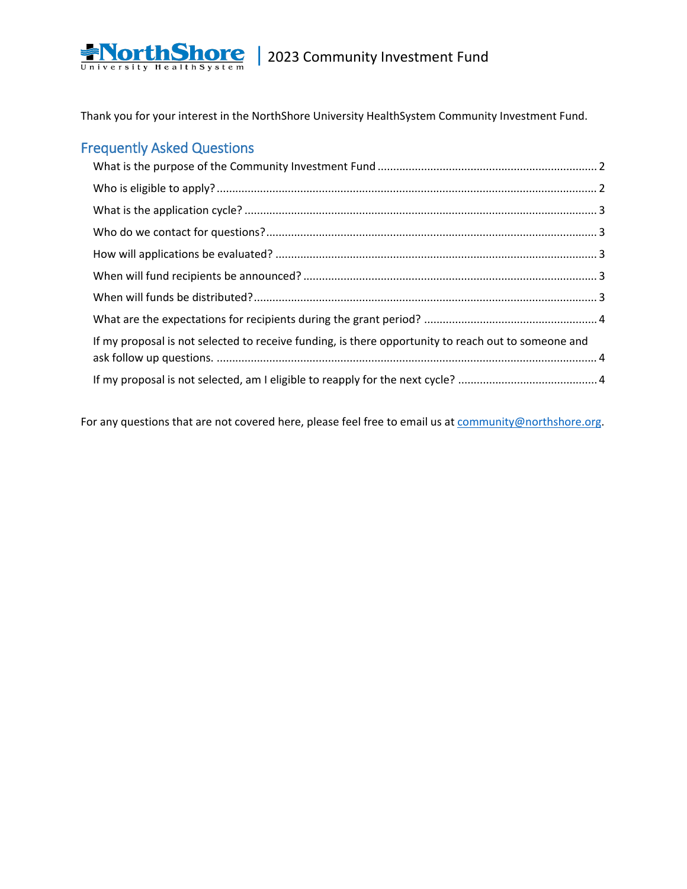NorthShore University HealthSystem | 2023 Community Investment Fund

Thank you for your interest in the NorthShore University HealthSystem Community Investment Fund.

## Frequently Asked Questions

- What is the purpose of the Community Investment Fund ........ 2
- Who is eligible to apply? ........ 2
- What is the application cycle? ........ 3
- Who do we contact for questions? ........ 3
- How will applications be evaluated? ........ 3
- When will fund recipients be announced? ........ 3
- When will funds be distributed? ........ 3
- What are the expectations for recipients during the grant period? ........ 4
- If my proposal is not selected to receive funding, is there opportunity to reach out to someone and ask follow up questions. ........ 4
- If my proposal is not selected, am I eligible to reapply for the next cycle? ........ 4

For any questions that are not covered here, please feel free to email us at community@northshore.org.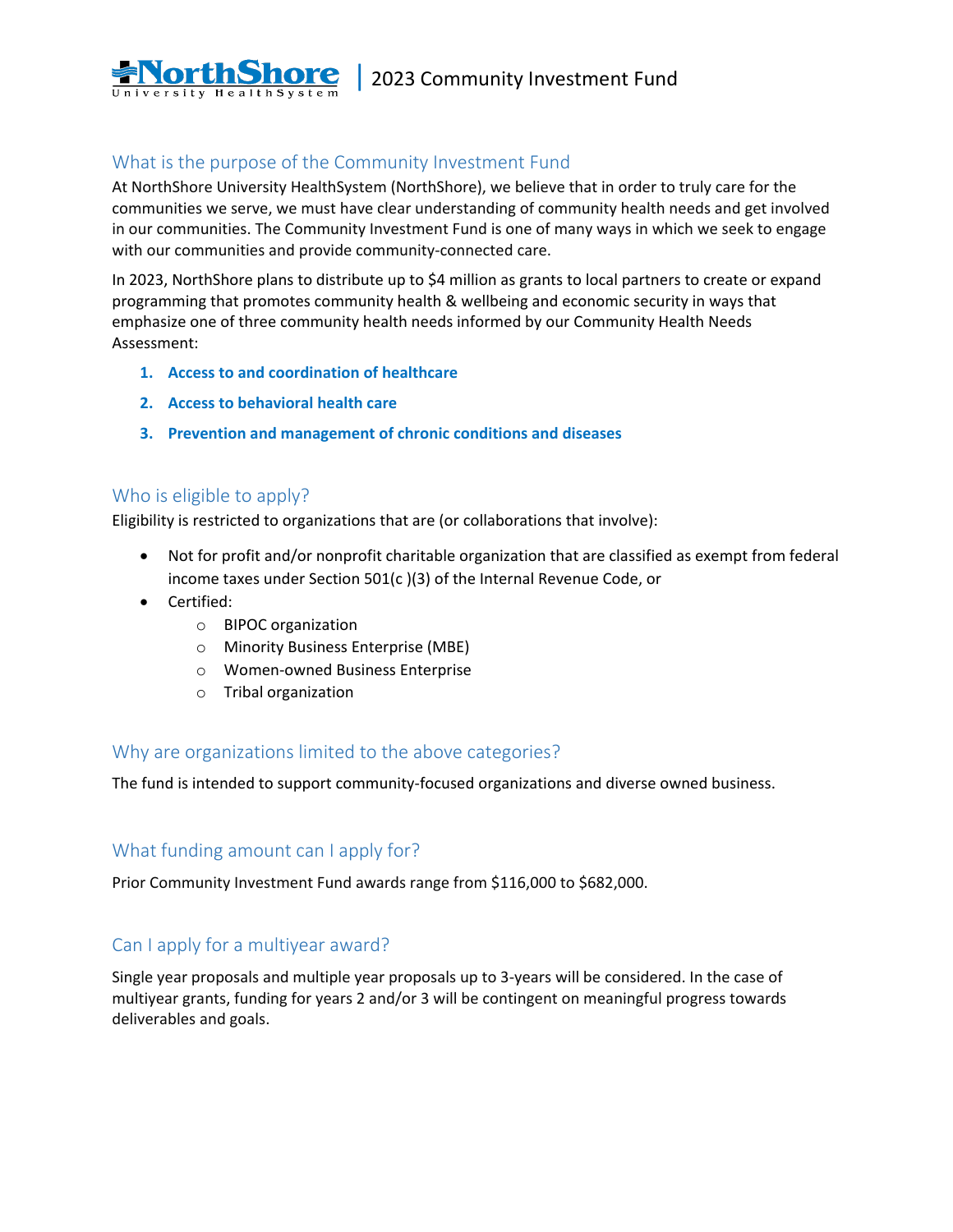## What is the purpose of the Community Investment Fund

At NorthShore University HealthSystem (NorthShore), we believe that in order to truly care for the communities we serve, we must have clear understanding of community health needs and get involved in our communities. The Community Investment Fund is one of many ways in which we seek to engage with our communities and provide community-connected care.

In 2023, NorthShore plans to distribute up to $4 million as grants to local partners to create or expand programming that promotes community health & wellbeing and economic security in ways that emphasize one of three community health needs informed by our Community Health Needs Assessment:

1. **Access to and coordination of healthcare**
2. **Access to behavioral health care**
3. **Prevention and management of chronic conditions and diseases**

## Who is eligible to apply?

Eligibility is restricted to organizations that are (or collaborations that involve):

- Not for profit and/or nonprofit charitable organization that are classified as exempt from federal income taxes under Section 501(c )(3) of the Internal Revenue Code, or
- Certified:
  - BIPOC organization
  - Minority Business Enterprise (MBE)
  - Women-owned Business Enterprise
  - Tribal organization

## Why are organizations limited to the above categories?

The fund is intended to support community-focused organizations and diverse owned business.

## What funding amount can I apply for?

Prior Community Investment Fund awards range from $116,000 to $682,000.

## Can I apply for a multiyear award?

Single year proposals and multiple year proposals up to 3-years will be considered. In the case of multiyear grants, funding for years 2 and/or 3 will be contingent on meaningful progress towards deliverables and goals.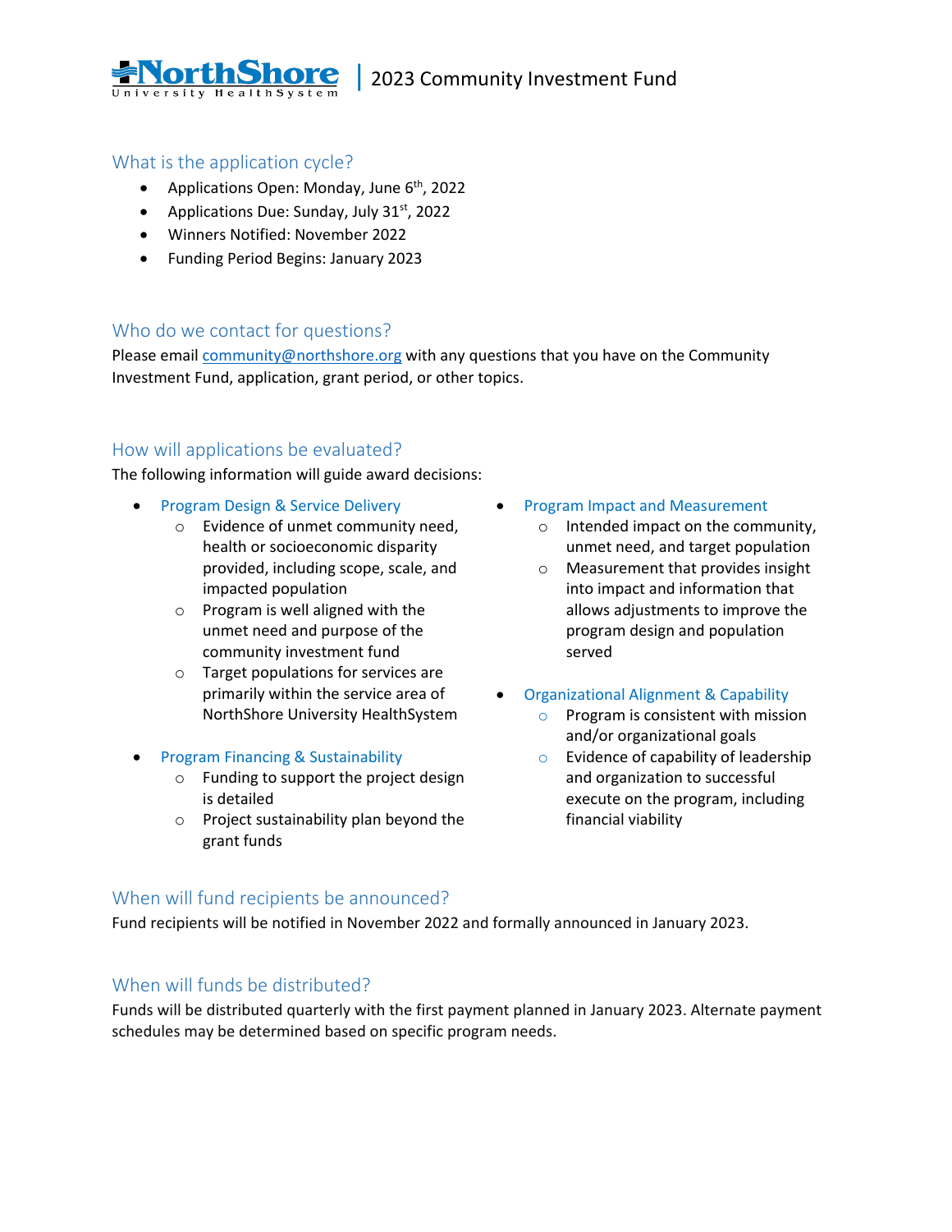## What is the application cycle?

- Applications Open: Monday, June 6th, 2022
- Applications Due: Sunday, July 31st, 2022
- Winners Notified: November 2022
- Funding Period Begins: January 2023

## Who do we contact for questions?

Please email community@northshore.org with any questions that you have on the Community Investment Fund, application, grant period, or other topics.

## How will applications be evaluated?

The following information will guide award decisions:

- Program Design & Service Delivery
  - Evidence of unmet community need, health or socioeconomic disparity provided, including scope, scale, and impacted population
  - Program is well aligned with the unmet need and purpose of the community investment fund
  - Target populations for services are primarily within the service area of NorthShore University HealthSystem
- Program Financing & Sustainability
  - Funding to support the project design is detailed
  - Project sustainability plan beyond the grant funds
- Program Impact and Measurement
  - Intended impact on the community, unmet need, and target population
  - Measurement that provides insight into impact and information that allows adjustments to improve the program design and population served
- Organizational Alignment & Capability
  - Program is consistent with mission and/or organizational goals
  - Evidence of capability of leadership and organization to successful execute on the program, including financial viability

## When will fund recipients be announced?

Fund recipients will be notified in November 2022 and formally announced in January 2023.

## When will funds be distributed?

Funds will be distributed quarterly with the first payment planned in January 2023. Alternate payment schedules may be determined based on specific program needs.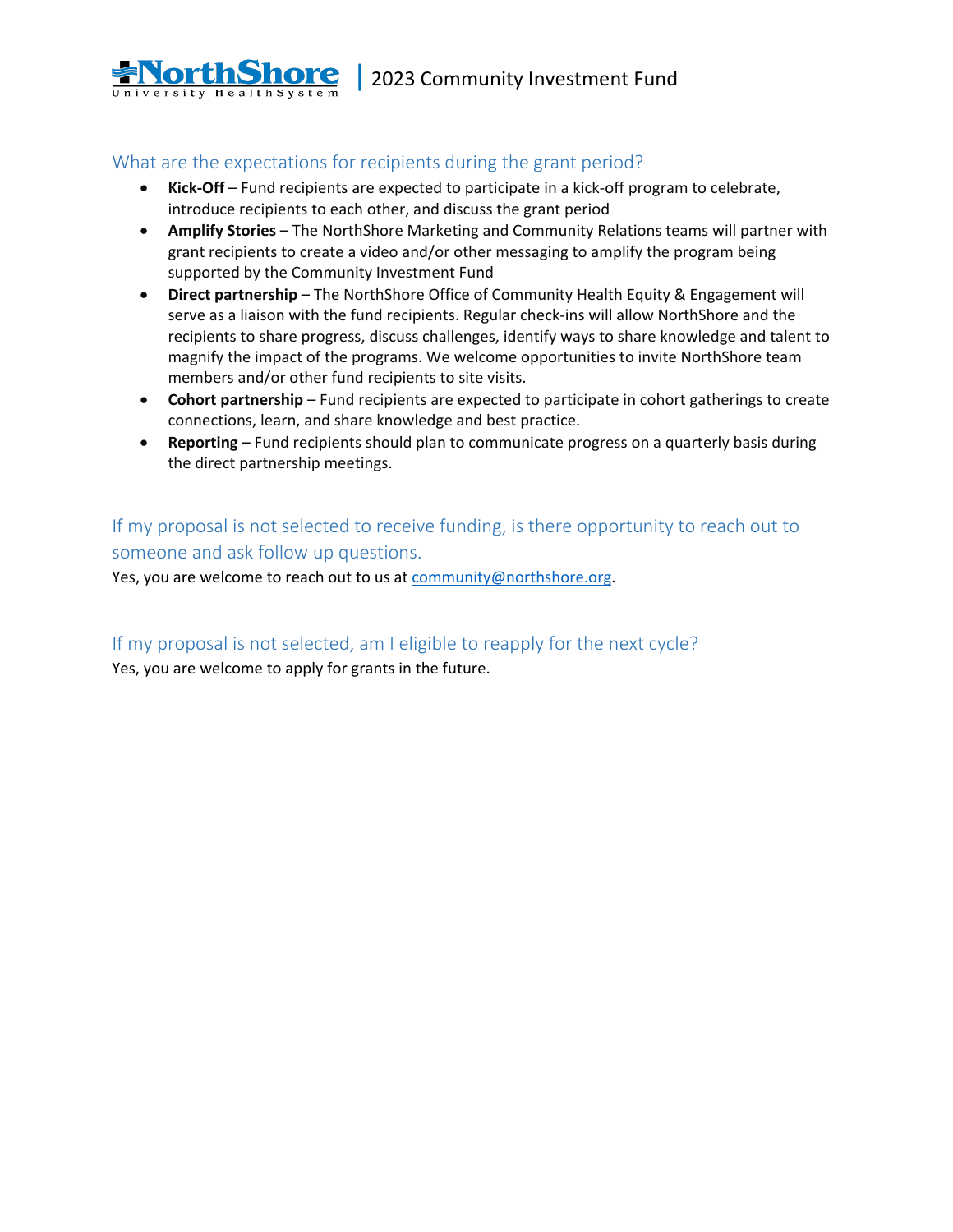## What are the expectations for recipients during the grant period?

- **Kick-Off** – Fund recipients are expected to participate in a kick-off program to celebrate, introduce recipients to each other, and discuss the grant period
- **Amplify Stories** – The NorthShore Marketing and Community Relations teams will partner with grant recipients to create a video and/or other messaging to amplify the program being supported by the Community Investment Fund
- **Direct partnership** – The NorthShore Office of Community Health Equity & Engagement will serve as a liaison with the fund recipients. Regular check-ins will allow NorthShore and the recipients to share progress, discuss challenges, identify ways to share knowledge and talent to magnify the impact of the programs. We welcome opportunities to invite NorthShore team members and/or other fund recipients to site visits.
- **Cohort partnership** – Fund recipients are expected to participate in cohort gatherings to create connections, learn, and share knowledge and best practice.
- **Reporting** – Fund recipients should plan to communicate progress on a quarterly basis during the direct partnership meetings.

## If my proposal is not selected to receive funding, is there opportunity to reach out to someone and ask follow up questions.

Yes, you are welcome to reach out to us at community@northshore.org.

## If my proposal is not selected, am I eligible to reapply for the next cycle?

Yes, you are welcome to apply for grants in the future.